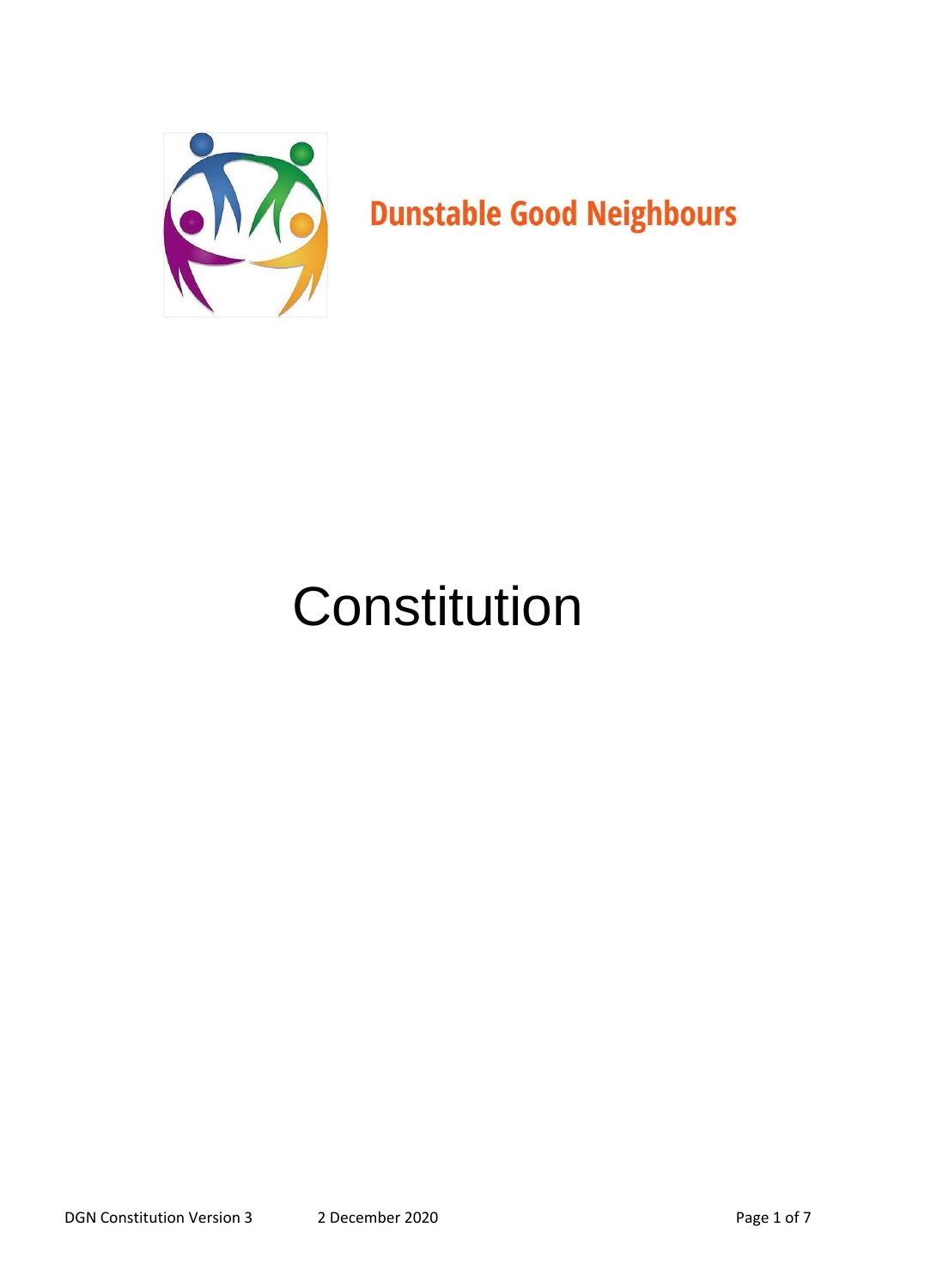**Dunstable Good Neighbours**

# Constitution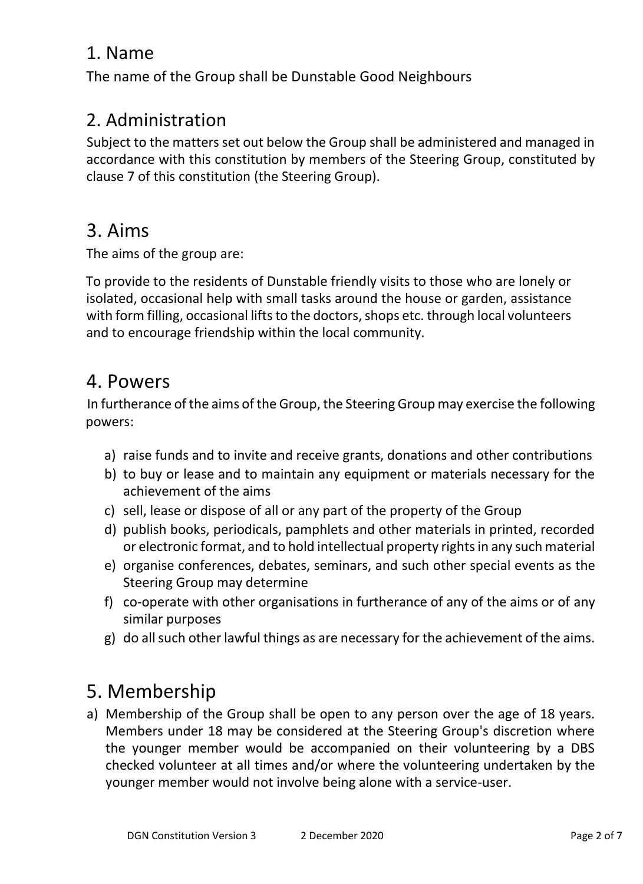## 1. Name

The name of the Group shall be Dunstable Good Neighbours

## 2. Administration

Subject to the matters set out below the Group shall be administered and managed in accordance with this constitution by members of the Steering Group, constituted by clause 7 of this constitution (the Steering Group).

## 3. Aims

The aims of the group are:

To provide to the residents of Dunstable friendly visits to those who are lonely or isolated, occasional help with small tasks around the house or garden, assistance with form filling, occasional lifts to the doctors, shops etc. through local volunteers and to encourage friendship within the local community.

## 4. Powers

In furtherance of the aims of the Group, the Steering Group may exercise the following powers:

a) raise funds and to invite and receive grants, donations and other contributions
b) to buy or lease and to maintain any equipment or materials necessary for the achievement of the aims
c) sell, lease or dispose of all or any part of the property of the Group
d) publish books, periodicals, pamphlets and other materials in printed, recorded or electronic format, and to hold intellectual property rights in any such material
e) organise conferences, debates, seminars, and such other special events as the Steering Group may determine
f) co-operate with other organisations in furtherance of any of the aims or of any similar purposes
g) do all such other lawful things as are necessary for the achievement of the aims.

## 5. Membership

a) Membership of the Group shall be open to any person over the age of 18 years. Members under 18 may be considered at the Steering Group's discretion where the younger member would be accompanied on their volunteering by a DBS checked volunteer at all times and/or where the volunteering undertaken by the younger member would not involve being alone with a service-user.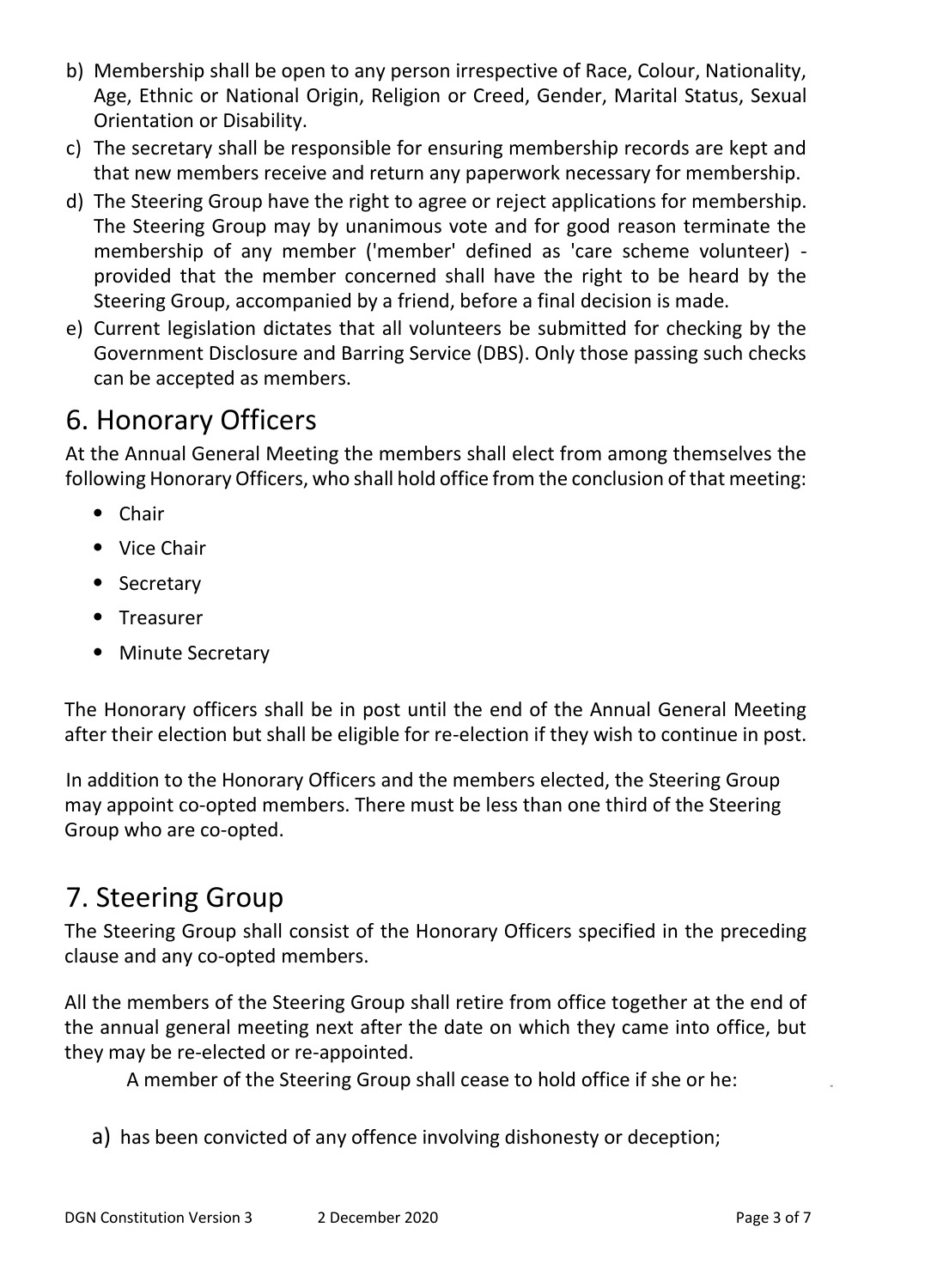b) Membership shall be open to any person irrespective of Race, Colour, Nationality, Age, Ethnic or National Origin, Religion or Creed, Gender, Marital Status, Sexual Orientation or Disability.

c) The secretary shall be responsible for ensuring membership records are kept and that new members receive and return any paperwork necessary for membership.

d) The Steering Group have the right to agree or reject applications for membership. The Steering Group may by unanimous vote and for good reason terminate the membership of any member ('member' defined as 'care scheme volunteer) - provided that the member concerned shall have the right to be heard by the Steering Group, accompanied by a friend, before a final decision is made.

e) Current legislation dictates that all volunteers be submitted for checking by the Government Disclosure and Barring Service (DBS). Only those passing such checks can be accepted as members.

# 6. Honorary Officers

At the Annual General Meeting the members shall elect from among themselves the following Honorary Officers, who shall hold office from the conclusion of that meeting:

- Chair
- Vice Chair
- Secretary
- Treasurer
- Minute Secretary

The Honorary officers shall be in post until the end of the Annual General Meeting after their election but shall be eligible for re-election if they wish to continue in post.

In addition to the Honorary Officers and the members elected, the Steering Group may appoint co-opted members. There must be less than one third of the Steering Group who are co-opted.

# 7. Steering Group

The Steering Group shall consist of the Honorary Officers specified in the preceding clause and any co-opted members.

All the members of the Steering Group shall retire from office together at the end of the annual general meeting next after the date on which they came into office, but they may be re-elected or re-appointed.

A member of the Steering Group shall cease to hold office if she or he:

a) has been convicted of any offence involving dishonesty or deception;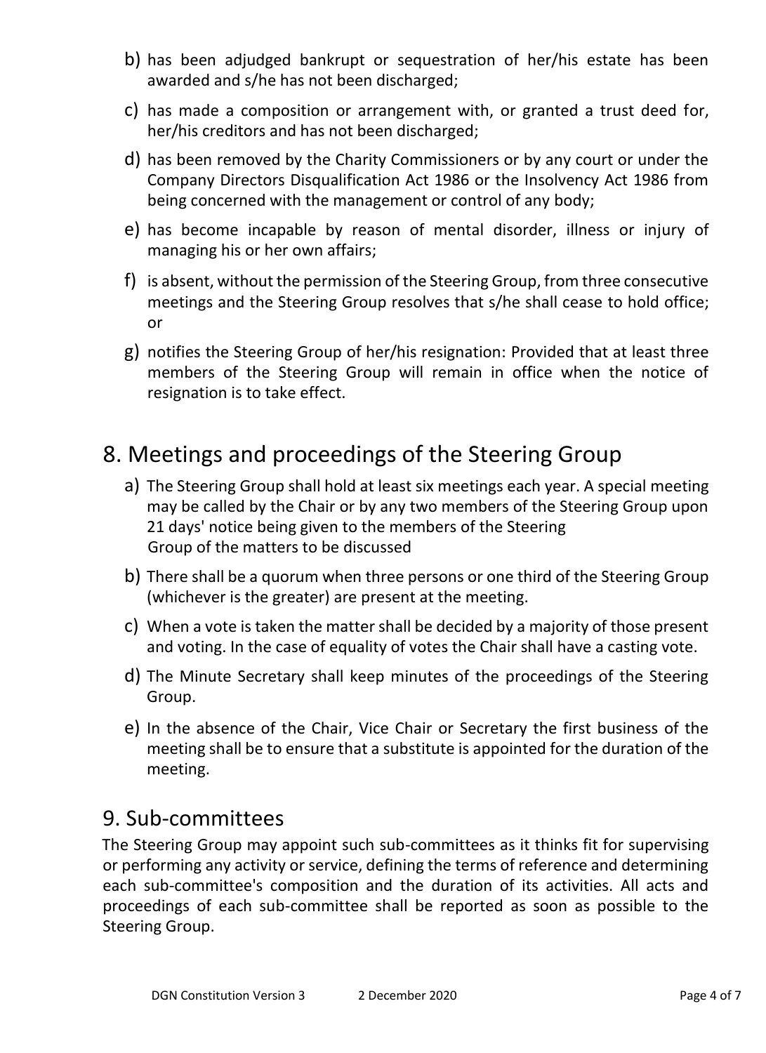b) has been adjudged bankrupt or sequestration of her/his estate has been awarded and s/he has not been discharged;

c) has made a composition or arrangement with, or granted a trust deed for, her/his creditors and has not been discharged;

d) has been removed by the Charity Commissioners or by any court or under the Company Directors Disqualification Act 1986 or the Insolvency Act 1986 from being concerned with the management or control of any body;

e) has become incapable by reason of mental disorder, illness or injury of managing his or her own affairs;

f) is absent, without the permission of the Steering Group, from three consecutive meetings and the Steering Group resolves that s/he shall cease to hold office; or

g) notifies the Steering Group of her/his resignation: Provided that at least three members of the Steering Group will remain in office when the notice of resignation is to take effect.

## 8. Meetings and proceedings of the Steering Group

a) The Steering Group shall hold at least six meetings each year. A special meeting may be called by the Chair or by any two members of the Steering Group upon 21 days' notice being given to the members of the Steering Group of the matters to be discussed

b) There shall be a quorum when three persons or one third of the Steering Group (whichever is the greater) are present at the meeting.

c) When a vote is taken the matter shall be decided by a majority of those present and voting. In the case of equality of votes the Chair shall have a casting vote.

d) The Minute Secretary shall keep minutes of the proceedings of the Steering Group.

e) In the absence of the Chair, Vice Chair or Secretary the first business of the meeting shall be to ensure that a substitute is appointed for the duration of the meeting.

## 9. Sub-committees

The Steering Group may appoint such sub-committees as it thinks fit for supervising or performing any activity or service, defining the terms of reference and determining each sub-committee's composition and the duration of its activities. All acts and proceedings of each sub-committee shall be reported as soon as possible to the Steering Group.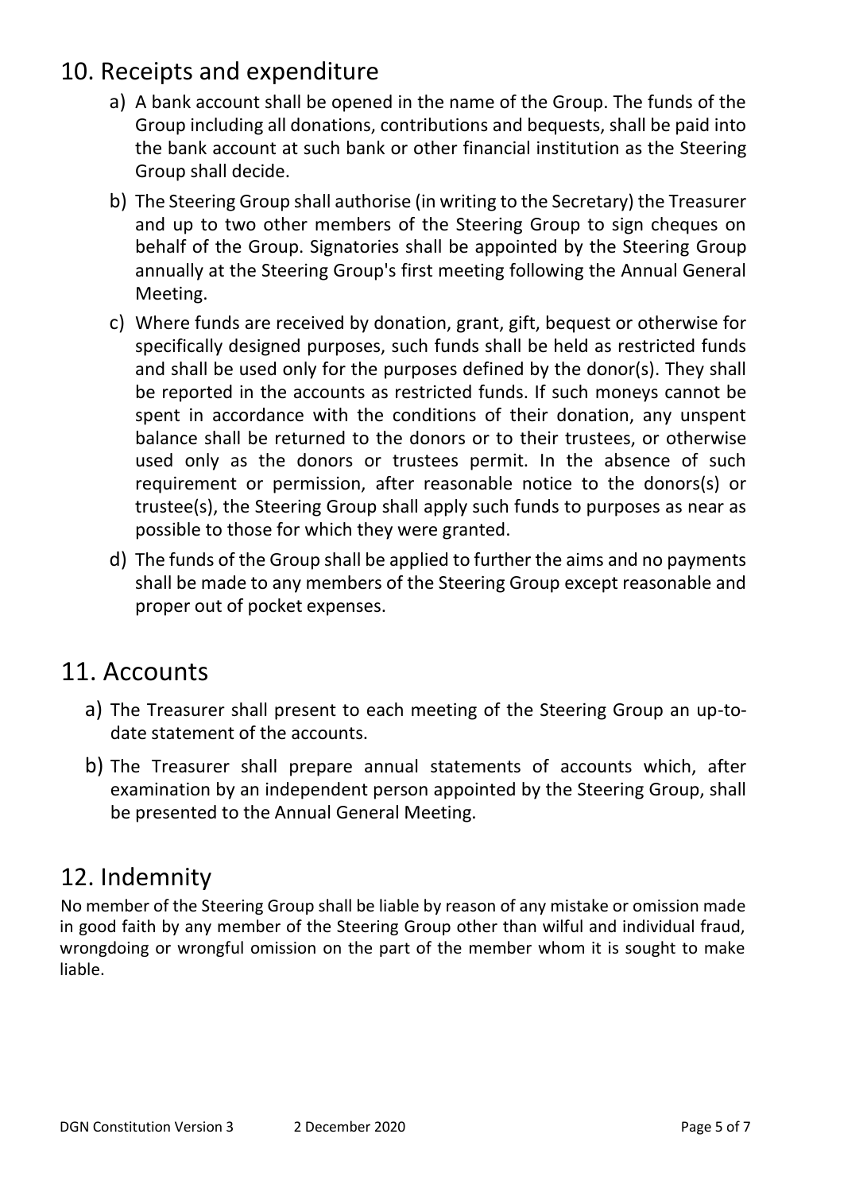## 10. Receipts and expenditure

a) A bank account shall be opened in the name of the Group. The funds of the Group including all donations, contributions and bequests, shall be paid into the bank account at such bank or other financial institution as the Steering Group shall decide.

b) The Steering Group shall authorise (in writing to the Secretary) the Treasurer and up to two other members of the Steering Group to sign cheques on behalf of the Group. Signatories shall be appointed by the Steering Group annually at the Steering Group's first meeting following the Annual General Meeting.

c) Where funds are received by donation, grant, gift, bequest or otherwise for specifically designed purposes, such funds shall be held as restricted funds and shall be used only for the purposes defined by the donor(s). They shall be reported in the accounts as restricted funds. If such moneys cannot be spent in accordance with the conditions of their donation, any unspent balance shall be returned to the donors or to their trustees, or otherwise used only as the donors or trustees permit. In the absence of such requirement or permission, after reasonable notice to the donors(s) or trustee(s), the Steering Group shall apply such funds to purposes as near as possible to those for which they were granted.

d) The funds of the Group shall be applied to further the aims and no payments shall be made to any members of the Steering Group except reasonable and proper out of pocket expenses.

## 11. Accounts

a) The Treasurer shall present to each meeting of the Steering Group an up-to-date statement of the accounts.

b) The Treasurer shall prepare annual statements of accounts which, after examination by an independent person appointed by the Steering Group, shall be presented to the Annual General Meeting.

## 12. Indemnity

No member of the Steering Group shall be liable by reason of any mistake or omission made in good faith by any member of the Steering Group other than wilful and individual fraud, wrongdoing or wrongful omission on the part of the member whom it is sought to make liable.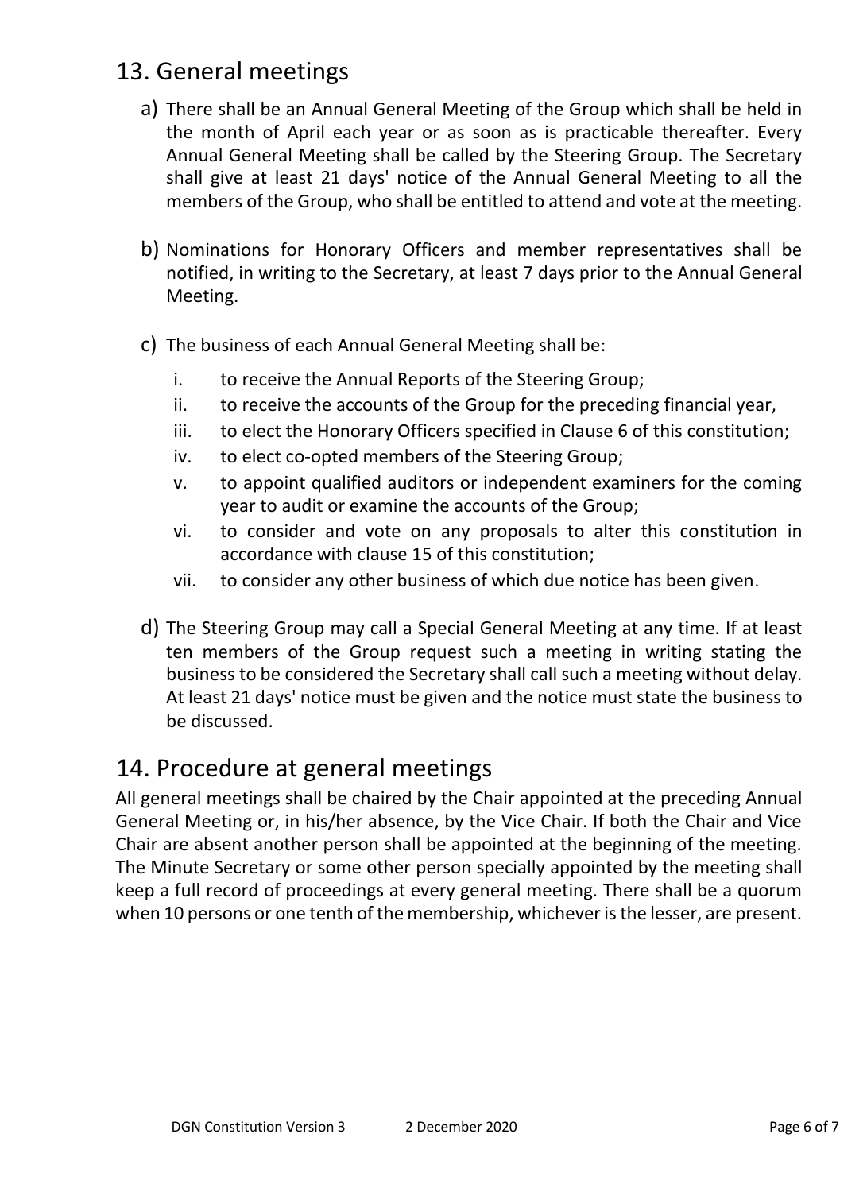## 13. General meetings

a) There shall be an Annual General Meeting of the Group which shall be held in the month of April each year or as soon as is practicable thereafter. Every Annual General Meeting shall be called by the Steering Group. The Secretary shall give at least 21 days' notice of the Annual General Meeting to all the members of the Group, who shall be entitled to attend and vote at the meeting.

b) Nominations for Honorary Officers and member representatives shall be notified, in writing to the Secretary, at least 7 days prior to the Annual General Meeting.

c) The business of each Annual General Meeting shall be:

   i. to receive the Annual Reports of the Steering Group;
   ii. to receive the accounts of the Group for the preceding financial year,
   iii. to elect the Honorary Officers specified in Clause 6 of this constitution;
   iv. to elect co-opted members of the Steering Group;
   v. to appoint qualified auditors or independent examiners for the coming year to audit or examine the accounts of the Group;
   vi. to consider and vote on any proposals to alter this constitution in accordance with clause 15 of this constitution;
   vii. to consider any other business of which due notice has been given.

d) The Steering Group may call a Special General Meeting at any time. If at least ten members of the Group request such a meeting in writing stating the business to be considered the Secretary shall call such a meeting without delay. At least 21 days' notice must be given and the notice must state the business to be discussed.

## 14. Procedure at general meetings

All general meetings shall be chaired by the Chair appointed at the preceding Annual General Meeting or, in his/her absence, by the Vice Chair. If both the Chair and Vice Chair are absent another person shall be appointed at the beginning of the meeting. The Minute Secretary or some other person specially appointed by the meeting shall keep a full record of proceedings at every general meeting. There shall be a quorum when 10 persons or one tenth of the membership, whichever is the lesser, are present.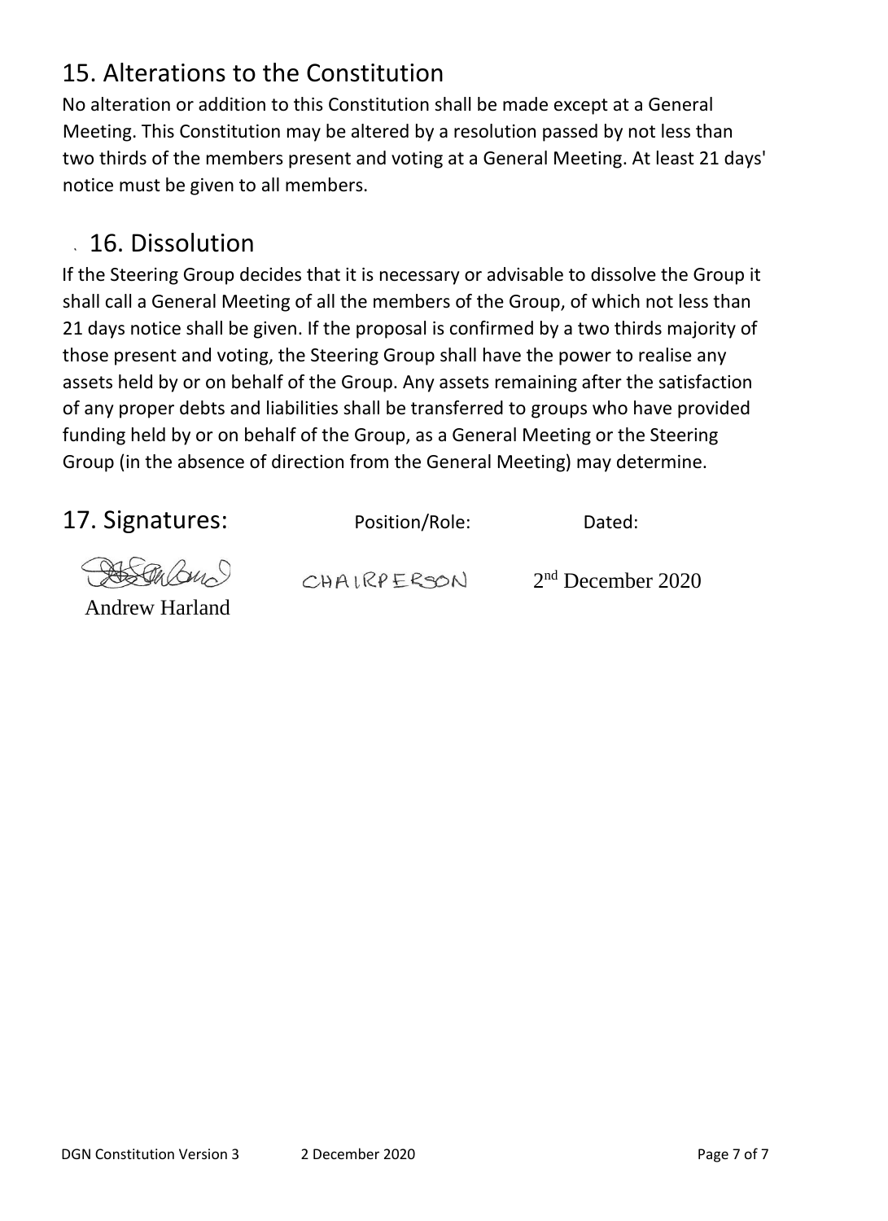## 15. Alterations to the Constitution

No alteration or addition to this Constitution shall be made except at a General Meeting. This Constitution may be altered by a resolution passed by not less than two thirds of the members present and voting at a General Meeting. At least 21 days' notice must be given to all members.

## 16. Dissolution

If the Steering Group decides that it is necessary or advisable to dissolve the Group it shall call a General Meeting of all the members of the Group, of which not less than 21 days notice shall be given. If the proposal is confirmed by a two thirds majority of those present and voting, the Steering Group shall have the power to realise any assets held by or on behalf of the Group. Any assets remaining after the satisfaction of any proper debts and liabilities shall be transferred to groups who have provided funding held by or on behalf of the Group, as a General Meeting or the Steering Group (in the absence of direction from the General Meeting) may determine.

## 17. Signatures:

| Signatures: | Position/Role: | Dated: |
|---|---|---|
| [signature] Andrew Harland | CHAIRPERSON | 2nd December 2020 |